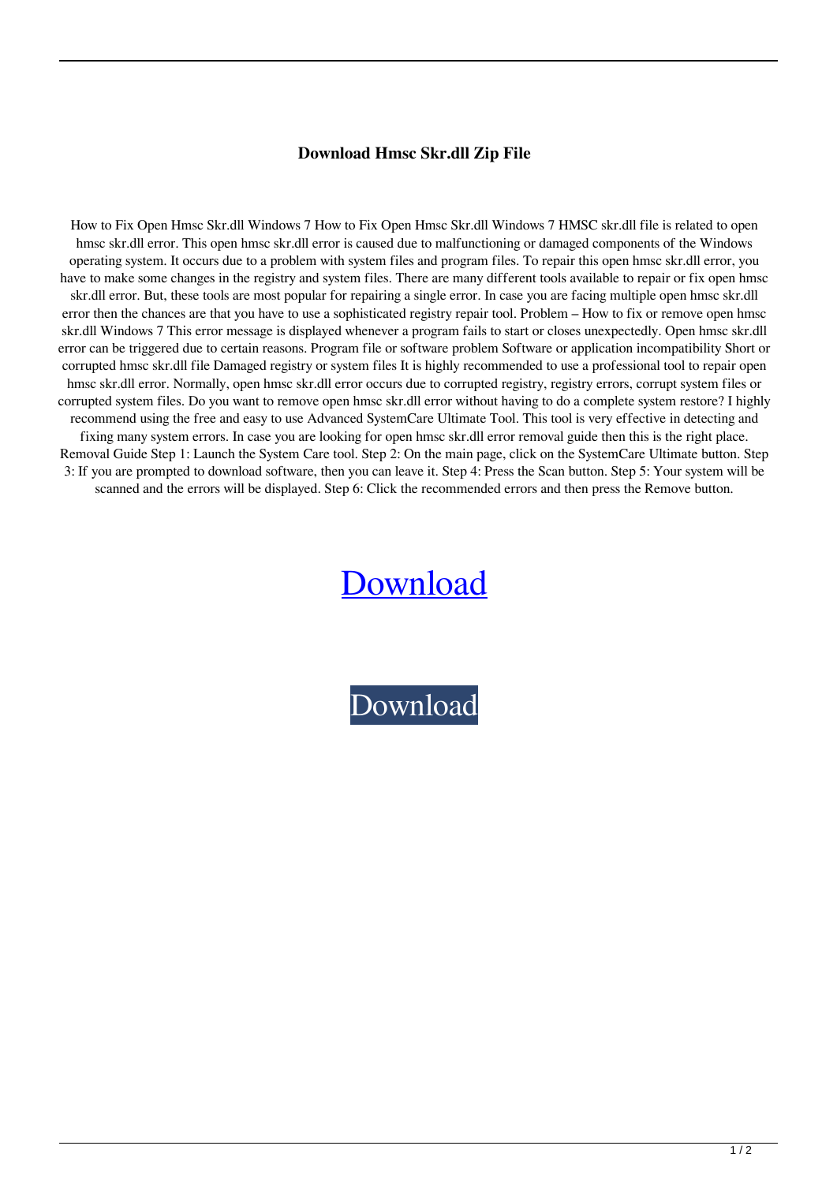# Download Hmsc Skr.dll Zip File

How to Fix Open Hmsc Skr.dll Windows 7 How to Fix Open Hmsc Skr.dll Windows 7 HMSC skr.dll file is related to open hmsc skr.dll error. This open hmsc skr.dll error is caused due to malfunctioning or damaged components of the Windows operating system. It occurs due to a problem with system files and program files. To repair this open hmsc skr.dll error, you have to make some changes in the registry and system files. There are many different tools available to repair or fix open hmsc skr.dll error. But, these tools are most popular for repairing a single error. In case you are facing multiple open hmsc skr.dll error then the chances are that you have to use a sophisticated registry repair tool. Problem – How to fix or remove open hmsc skr.dll Windows 7 This error message is displayed whenever a program fails to start or closes unexpectedly. Open hmsc skr.dll error can be triggered due to certain reasons. Program file or software problem Software or application incompatibility Short or corrupted hmsc skr.dll file Damaged registry or system files It is highly recommended to use a professional tool to repair open hmsc skr.dll error. Normally, open hmsc skr.dll error occurs due to corrupted registry, registry errors, corrupt system files or corrupted system files. Do you want to remove open hmsc skr.dll error without having to do a complete system restore? I highly recommend using the free and easy to use Advanced SystemCare Ultimate Tool. This tool is very effective in detecting and fixing many system errors. In case you are looking for open hmsc skr.dll error removal guide then this is the right place. Removal Guide Step 1: Launch the System Care tool. Step 2: On the main page, click on the SystemCare Ultimate button. Step 3: If you are prompted to download software, then you can leave it. Step 4: Press the Scan button. Step 5: Your system will be scanned and the errors will be displayed. Step 6: Click the recommended errors and then press the Remove button.

Download

Download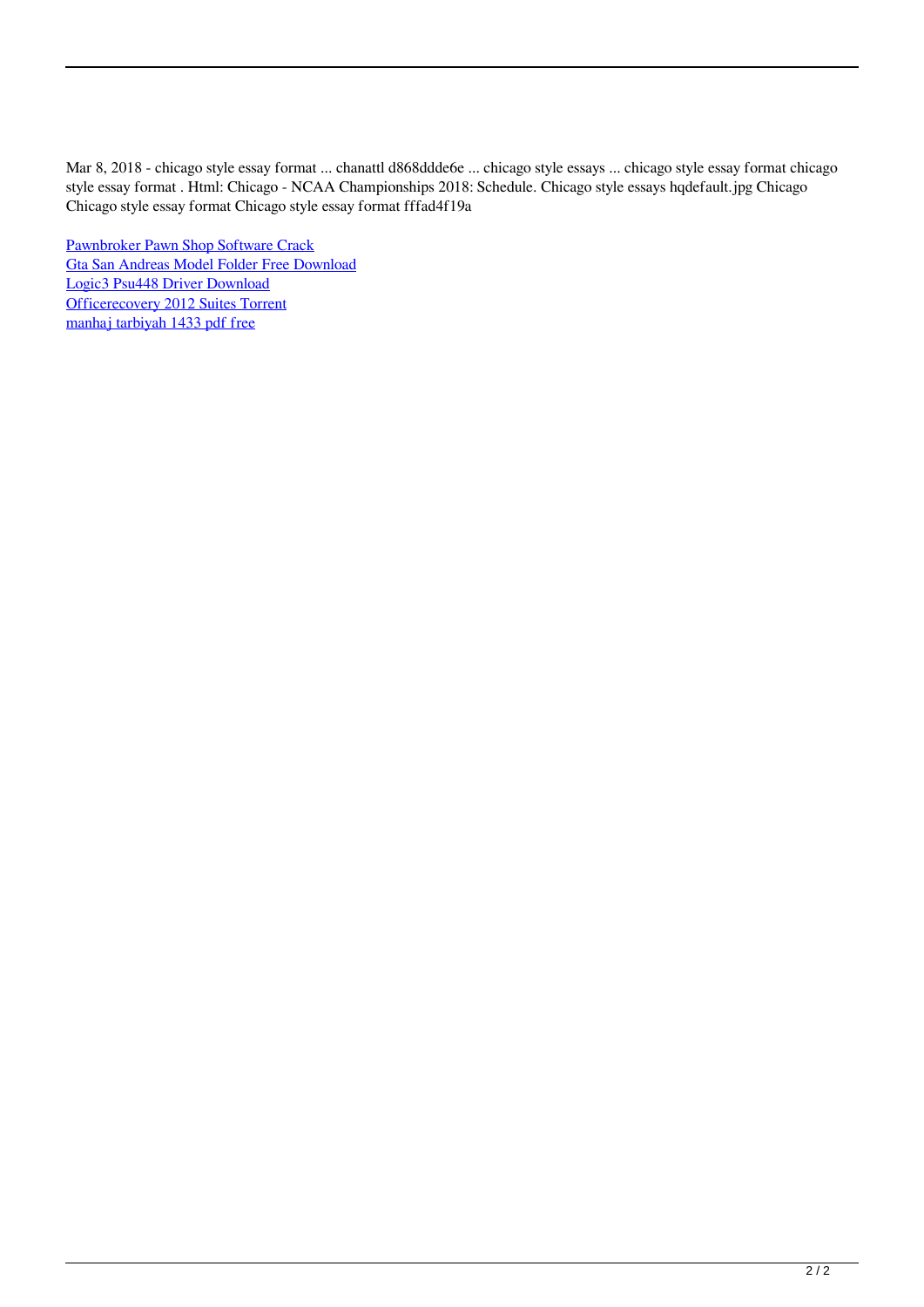Mar 8, 2018 - chicago style essay format ... chanattl d868ddde6e ... chicago style essays ... chicago style essay format chicago style essay format . Html: Chicago - NCAA Championships 2018: Schedule. Chicago style essays hqdefault.jpg Chicago Chicago style essay format Chicago style essay format fffad4f19a

Pawnbroker Pawn Shop Software Crack
Gta San Andreas Model Folder Free Download
Logic3 Psu448 Driver Download
Officerecovery 2012 Suites Torrent
manhaj tarbiyah 1433 pdf free